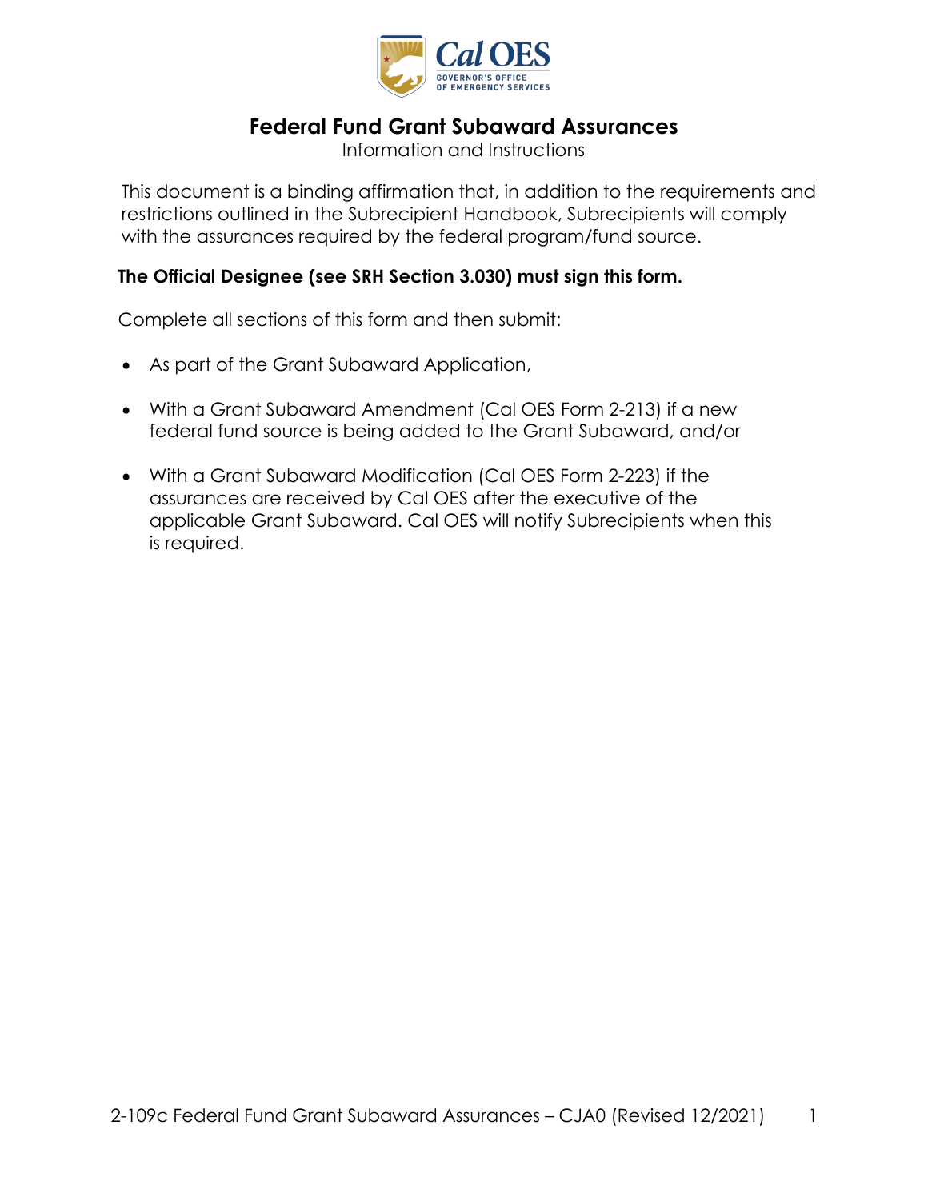# Federal Fund Grant Subaward Assurances

Information and Instructions

This document is a binding affirmation that, in addition to the requirements and restrictions outlined in the Subrecipient Handbook, Subrecipients will comply with the assurances required by the federal program/fund source.

**The Official Designee (see SRH Section 3.030) must sign this form.**

Complete all sections of this form and then submit:

- As part of the Grant Subaward Application,
- With a Grant Subaward Amendment (Cal OES Form 2-213) if a new federal fund source is being added to the Grant Subaward, and/or
- With a Grant Subaward Modification (Cal OES Form 2-223) if the assurances are received by Cal OES after the executive of the applicable Grant Subaward. Cal OES will notify Subrecipients when this is required.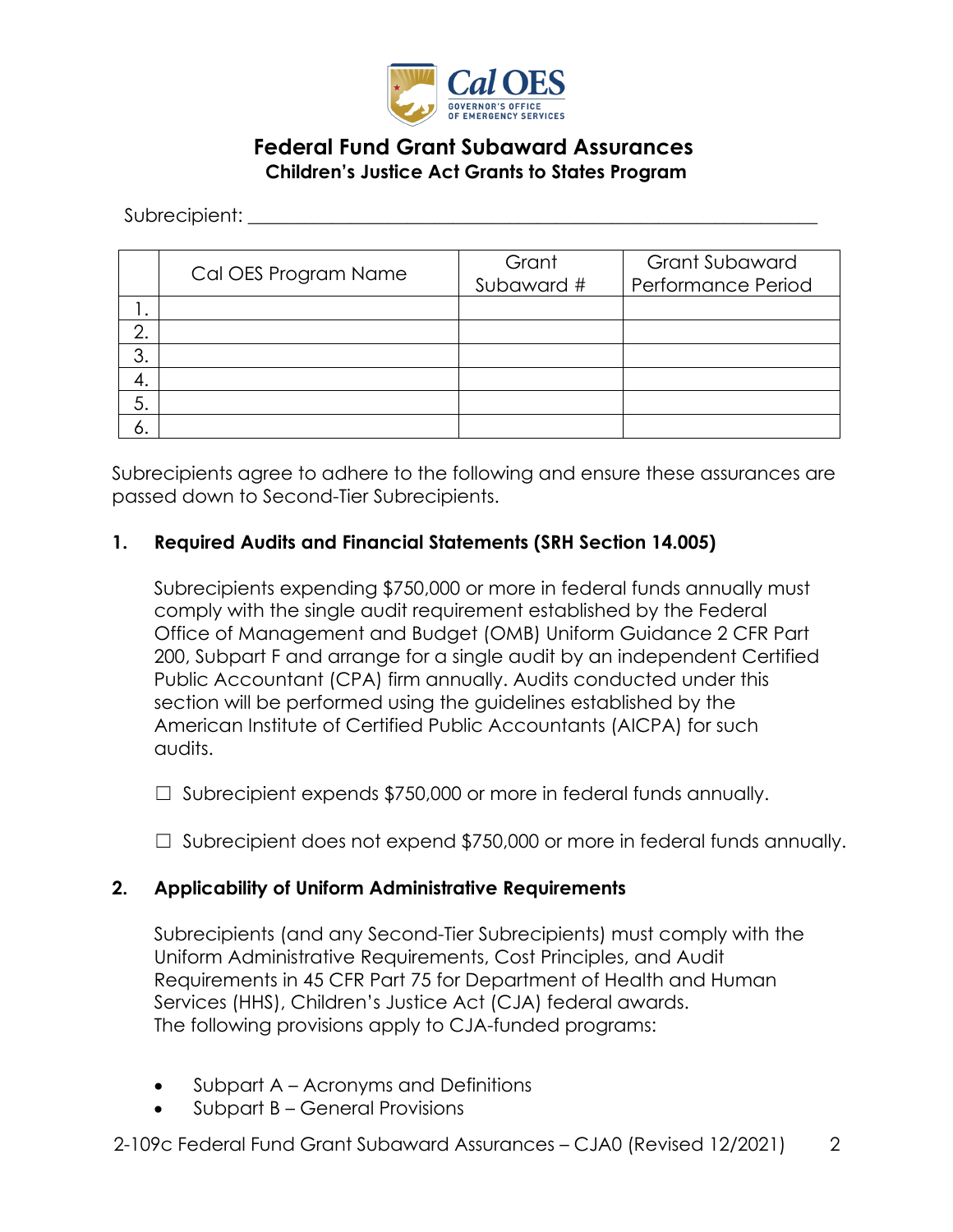# Federal Fund Grant Subaward Assurances

## Children's Justice Act Grants to States Program

Subrecipient: ___________________________________________________________

| | Cal OES Program Name | Grant Subaward # | Grant Subaward Performance Period |
|---|---|---|---|
| 1. | | | |
| 2. | | | |
| 3. | | | |
| 4. | | | |
| 5. | | | |
| 6. | | | |

Subrecipients agree to adhere to the following and ensure these assurances are passed down to Second-Tier Subrecipients.

**1. Required Audits and Financial Statements (SRH Section 14.005)**

Subrecipients expending $750,000 or more in federal funds annually must comply with the single audit requirement established by the Federal Office of Management and Budget (OMB) Uniform Guidance 2 CFR Part 200, Subpart F and arrange for a single audit by an independent Certified Public Accountant (CPA) firm annually. Audits conducted under this section will be performed using the guidelines established by the American Institute of Certified Public Accountants (AICPA) for such audits.

☐ Subrecipient expends $750,000 or more in federal funds annually.

☐ Subrecipient does not expend $750,000 or more in federal funds annually.

**2. Applicability of Uniform Administrative Requirements**

Subrecipients (and any Second-Tier Subrecipients) must comply with the Uniform Administrative Requirements, Cost Principles, and Audit Requirements in 45 CFR Part 75 for Department of Health and Human Services (HHS), Children's Justice Act (CJA) federal awards. The following provisions apply to CJA-funded programs:

- Subpart A – Acronyms and Definitions
- Subpart B – General Provisions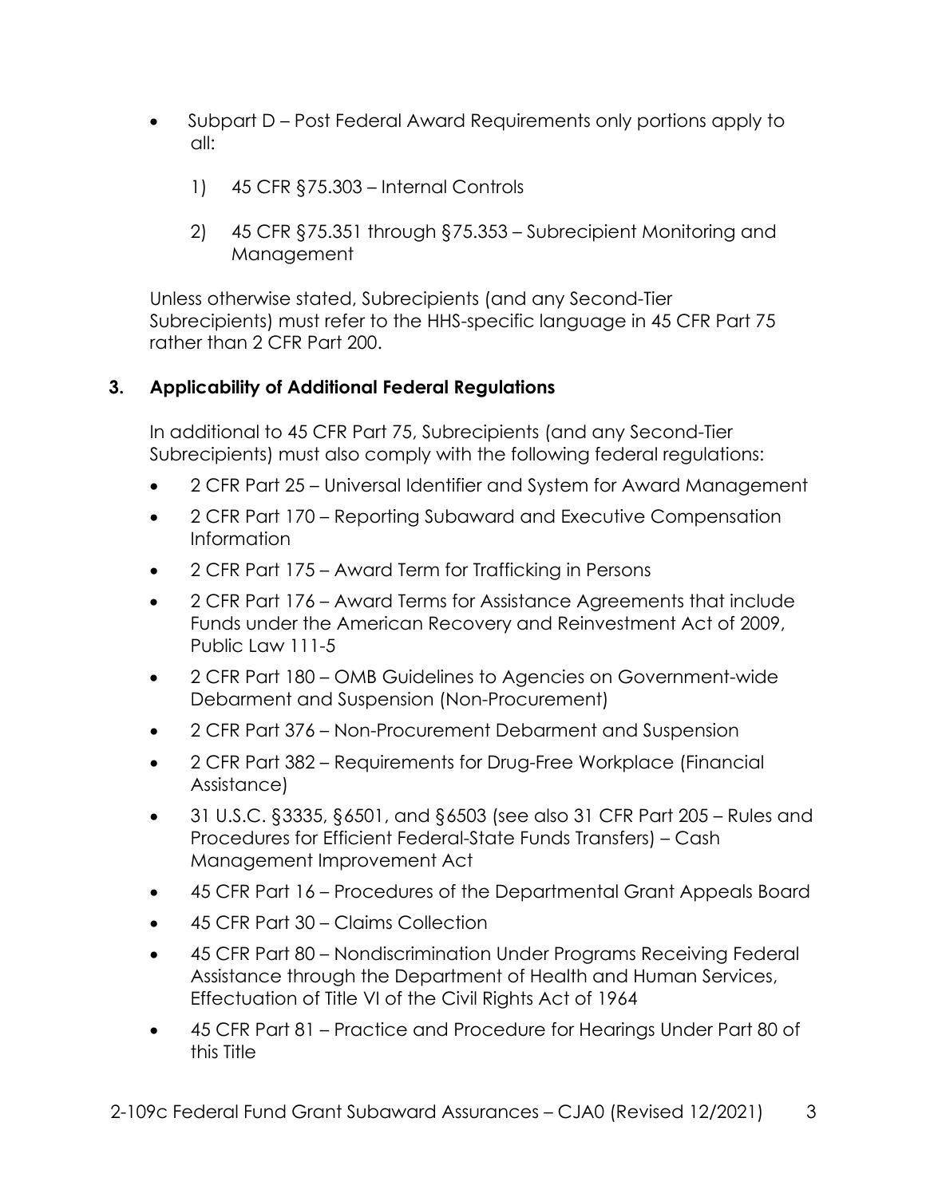- Subpart D – Post Federal Award Requirements only portions apply to all:

  1) 45 CFR §75.303 – Internal Controls

  2) 45 CFR §75.351 through §75.353 – Subrecipient Monitoring and Management

Unless otherwise stated, Subrecipients (and any Second-Tier Subrecipients) must refer to the HHS-specific language in 45 CFR Part 75 rather than 2 CFR Part 200.

### 3. Applicability of Additional Federal Regulations

In additional to 45 CFR Part 75, Subrecipients (and any Second-Tier Subrecipients) must also comply with the following federal regulations:

- 2 CFR Part 25 – Universal Identifier and System for Award Management
- 2 CFR Part 170 – Reporting Subaward and Executive Compensation Information
- 2 CFR Part 175 – Award Term for Trafficking in Persons
- 2 CFR Part 176 – Award Terms for Assistance Agreements that include Funds under the American Recovery and Reinvestment Act of 2009, Public Law 111-5
- 2 CFR Part 180 – OMB Guidelines to Agencies on Government-wide Debarment and Suspension (Non-Procurement)
- 2 CFR Part 376 – Non-Procurement Debarment and Suspension
- 2 CFR Part 382 – Requirements for Drug-Free Workplace (Financial Assistance)
- 31 U.S.C. §3335, §6501, and §6503 (see also 31 CFR Part 205 – Rules and Procedures for Efficient Federal-State Funds Transfers) – Cash Management Improvement Act
- 45 CFR Part 16 – Procedures of the Departmental Grant Appeals Board
- 45 CFR Part 30 – Claims Collection
- 45 CFR Part 80 – Nondiscrimination Under Programs Receiving Federal Assistance through the Department of Health and Human Services, Effectuation of Title VI of the Civil Rights Act of 1964
- 45 CFR Part 81 – Practice and Procedure for Hearings Under Part 80 of this Title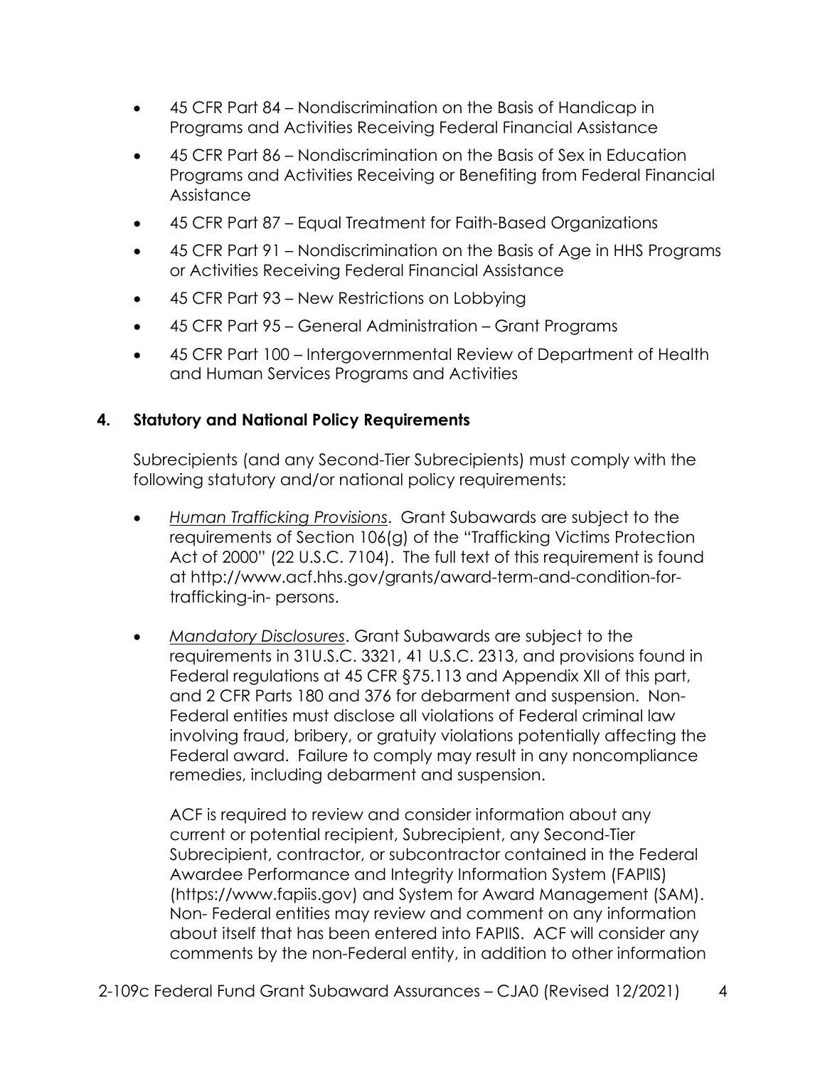- 45 CFR Part 84 – Nondiscrimination on the Basis of Handicap in Programs and Activities Receiving Federal Financial Assistance
- 45 CFR Part 86 – Nondiscrimination on the Basis of Sex in Education Programs and Activities Receiving or Benefiting from Federal Financial Assistance
- 45 CFR Part 87 – Equal Treatment for Faith-Based Organizations
- 45 CFR Part 91 – Nondiscrimination on the Basis of Age in HHS Programs or Activities Receiving Federal Financial Assistance
- 45 CFR Part 93 – New Restrictions on Lobbying
- 45 CFR Part 95 – General Administration – Grant Programs
- 45 CFR Part 100 – Intergovernmental Review of Department of Health and Human Services Programs and Activities

## 4. Statutory and National Policy Requirements

Subrecipients (and any Second-Tier Subrecipients) must comply with the following statutory and/or national policy requirements:

- *Human Trafficking Provisions*. Grant Subawards are subject to the requirements of Section 106(g) of the "Trafficking Victims Protection Act of 2000" (22 U.S.C. 7104). The full text of this requirement is found at http://www.acf.hhs.gov/grants/award-term-and-condition-for-trafficking-in- persons.
- *Mandatory Disclosures*. Grant Subawards are subject to the requirements in 31U.S.C. 3321, 41 U.S.C. 2313, and provisions found in Federal regulations at 45 CFR §75.113 and Appendix XII of this part, and 2 CFR Parts 180 and 376 for debarment and suspension. Non-Federal entities must disclose all violations of Federal criminal law involving fraud, bribery, or gratuity violations potentially affecting the Federal award. Failure to comply may result in any noncompliance remedies, including debarment and suspension.

  ACF is required to review and consider information about any current or potential recipient, Subrecipient, any Second-Tier Subrecipient, contractor, or subcontractor contained in the Federal Awardee Performance and Integrity Information System (FAPIIS) (https://www.fapiis.gov) and System for Award Management (SAM). Non- Federal entities may review and comment on any information about itself that has been entered into FAPIIS. ACF will consider any comments by the non-Federal entity, in addition to other information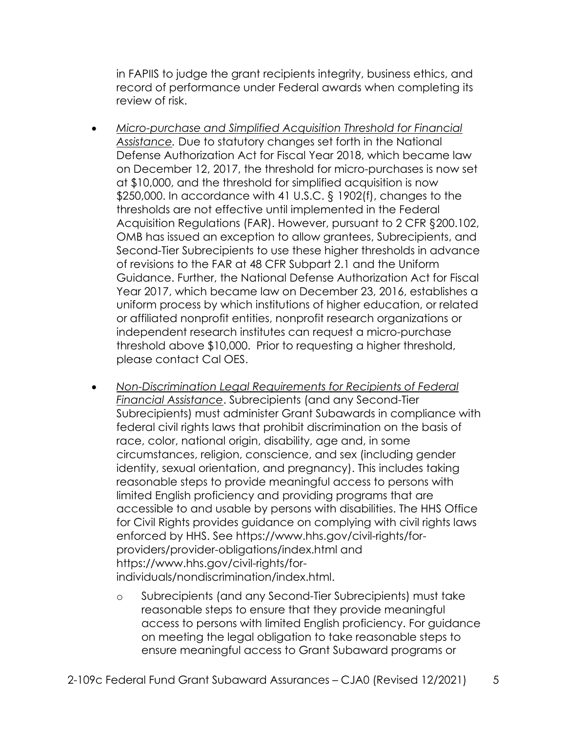in FAPIIS to judge the grant recipients integrity, business ethics, and record of performance under Federal awards when completing its review of risk.

- *Micro-purchase and Simplified Acquisition Threshold for Financial Assistance.* Due to statutory changes set forth in the National Defense Authorization Act for Fiscal Year 2018, which became law on December 12, 2017, the threshold for micro-purchases is now set at $10,000, and the threshold for simplified acquisition is now $250,000. In accordance with 41 U.S.C. § 1902(f), changes to the thresholds are not effective until implemented in the Federal Acquisition Regulations (FAR). However, pursuant to 2 CFR §200.102, OMB has issued an exception to allow grantees, Subrecipients, and Second-Tier Subrecipients to use these higher thresholds in advance of revisions to the FAR at 48 CFR Subpart 2.1 and the Uniform Guidance. Further, the National Defense Authorization Act for Fiscal Year 2017, which became law on December 23, 2016, establishes a uniform process by which institutions of higher education, or related or affiliated nonprofit entities, nonprofit research organizations or independent research institutes can request a micro-purchase threshold above $10,000. Prior to requesting a higher threshold, please contact Cal OES.

- *Non-Discrimination Legal Requirements for Recipients of Federal Financial Assistance*. Subrecipients (and any Second-Tier Subrecipients) must administer Grant Subawards in compliance with federal civil rights laws that prohibit discrimination on the basis of race, color, national origin, disability, age and, in some circumstances, religion, conscience, and sex (including gender identity, sexual orientation, and pregnancy). This includes taking reasonable steps to provide meaningful access to persons with limited English proficiency and providing programs that are accessible to and usable by persons with disabilities. The HHS Office for Civil Rights provides guidance on complying with civil rights laws enforced by HHS. See https://www.hhs.gov/civil-rights/for-providers/provider-obligations/index.html and https://www.hhs.gov/civil-rights/for-individuals/nondiscrimination/index.html.

  - Subrecipients (and any Second-Tier Subrecipients) must take reasonable steps to ensure that they provide meaningful access to persons with limited English proficiency. For guidance on meeting the legal obligation to take reasonable steps to ensure meaningful access to Grant Subaward programs or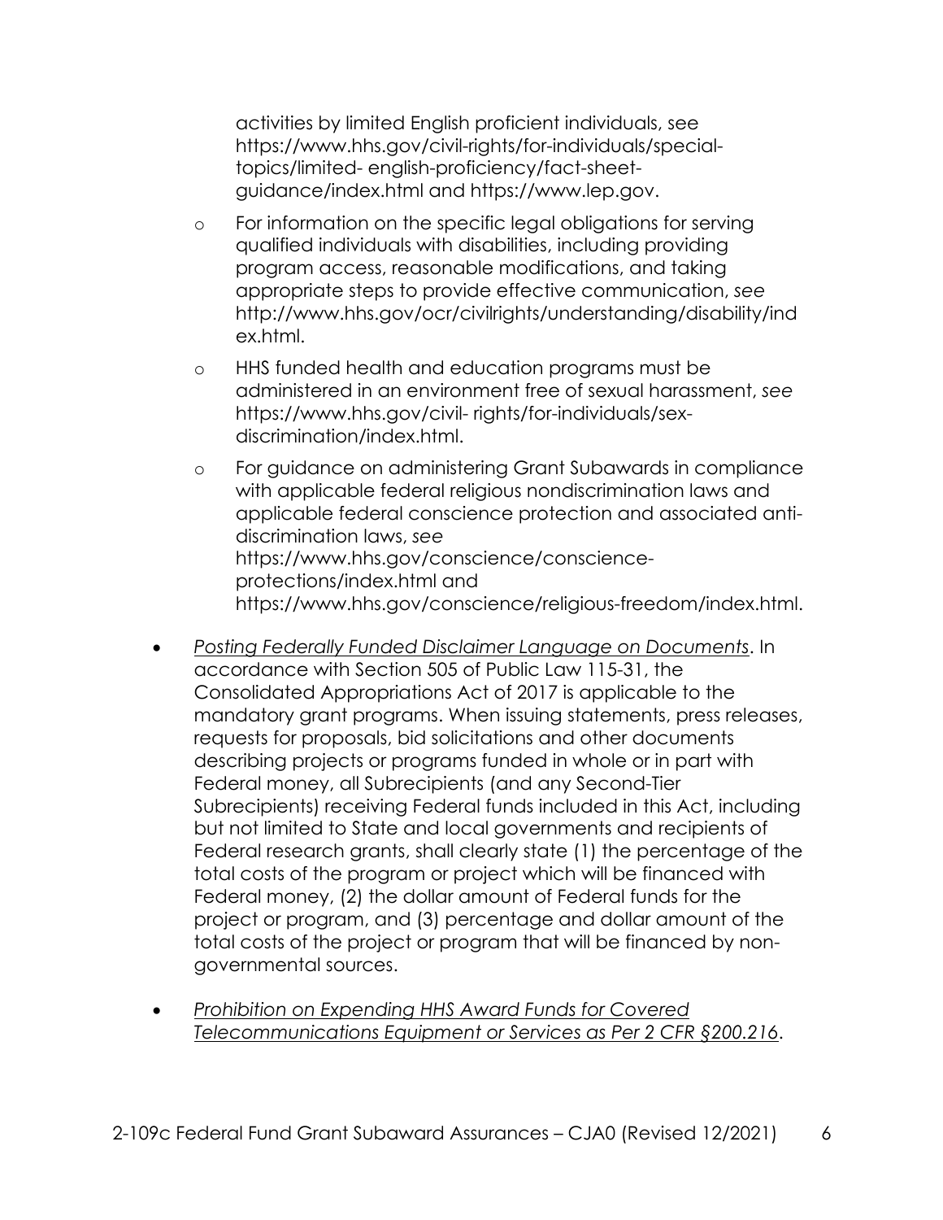activities by limited English proficient individuals, see https://www.hhs.gov/civil-rights/for-individuals/special-topics/limited- english-proficiency/fact-sheet-guidance/index.html and https://www.lep.gov.

  - For information on the specific legal obligations for serving qualified individuals with disabilities, including providing program access, reasonable modifications, and taking appropriate steps to provide effective communication, *see* http://www.hhs.gov/ocr/civilrights/understanding/disability/index.html.
  - HHS funded health and education programs must be administered in an environment free of sexual harassment, *see* https://www.hhs.gov/civil- rights/for-individuals/sex-discrimination/index.html.
  - For guidance on administering Grant Subawards in compliance with applicable federal religious nondiscrimination laws and applicable federal conscience protection and associated anti-discrimination laws, *see* https://www.hhs.gov/conscience/conscience-protections/index.html and https://www.hhs.gov/conscience/religious-freedom/index.html.

- *Posting Federally Funded Disclaimer Language on Documents*. In accordance with Section 505 of Public Law 115-31, the Consolidated Appropriations Act of 2017 is applicable to the mandatory grant programs. When issuing statements, press releases, requests for proposals, bid solicitations and other documents describing projects or programs funded in whole or in part with Federal money, all Subrecipients (and any Second-Tier Subrecipients) receiving Federal funds included in this Act, including but not limited to State and local governments and recipients of Federal research grants, shall clearly state (1) the percentage of the total costs of the program or project which will be financed with Federal money, (2) the dollar amount of Federal funds for the project or program, and (3) percentage and dollar amount of the total costs of the project or program that will be financed by non-governmental sources.
- *Prohibition on Expending HHS Award Funds for Covered Telecommunications Equipment or Services as Per 2 CFR §200.216*.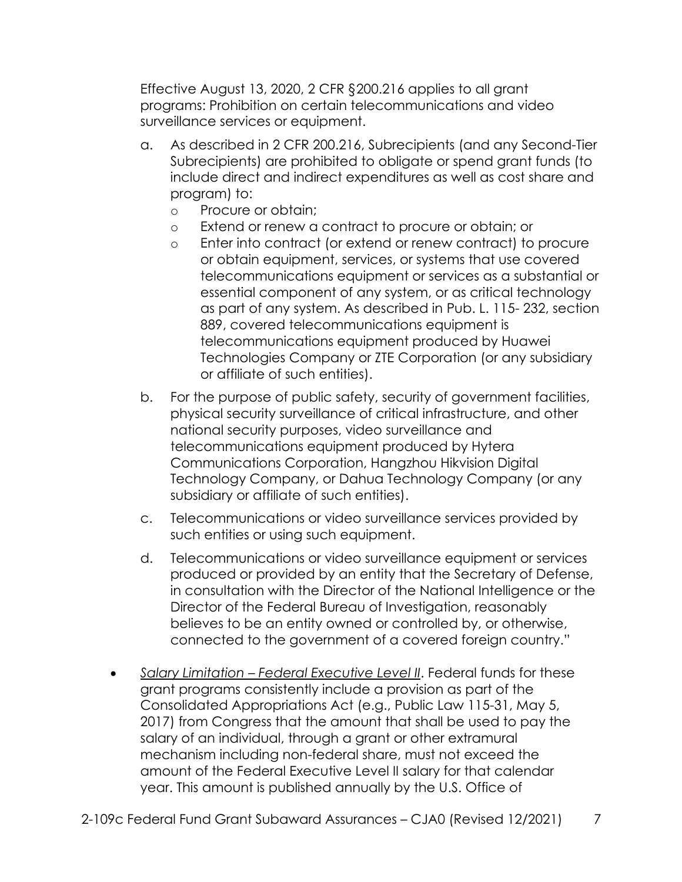Effective August 13, 2020, 2 CFR §200.216 applies to all grant programs: Prohibition on certain telecommunications and video surveillance services or equipment.

a. As described in 2 CFR 200.216, Subrecipients (and any Second-Tier Subrecipients) are prohibited to obligate or spend grant funds (to include direct and indirect expenditures as well as cost share and program) to:
   - Procure or obtain;
   - Extend or renew a contract to procure or obtain; or
   - Enter into contract (or extend or renew contract) to procure or obtain equipment, services, or systems that use covered telecommunications equipment or services as a substantial or essential component of any system, or as critical technology as part of any system. As described in Pub. L. 115- 232, section 889, covered telecommunications equipment is telecommunications equipment produced by Huawei Technologies Company or ZTE Corporation (or any subsidiary or affiliate of such entities).

b. For the purpose of public safety, security of government facilities, physical security surveillance of critical infrastructure, and other national security purposes, video surveillance and telecommunications equipment produced by Hytera Communications Corporation, Hangzhou Hikvision Digital Technology Company, or Dahua Technology Company (or any subsidiary or affiliate of such entities).

c. Telecommunications or video surveillance services provided by such entities or using such equipment.

d. Telecommunications or video surveillance equipment or services produced or provided by an entity that the Secretary of Defense, in consultation with the Director of the National Intelligence or the Director of the Federal Bureau of Investigation, reasonably believes to be an entity owned or controlled by, or otherwise, connected to the government of a covered foreign country."

- *Salary Limitation – Federal Executive Level II*. Federal funds for these grant programs consistently include a provision as part of the Consolidated Appropriations Act (e.g., Public Law 115-31, May 5, 2017) from Congress that the amount that shall be used to pay the salary of an individual, through a grant or other extramural mechanism including non-federal share, must not exceed the amount of the Federal Executive Level II salary for that calendar year. This amount is published annually by the U.S. Office of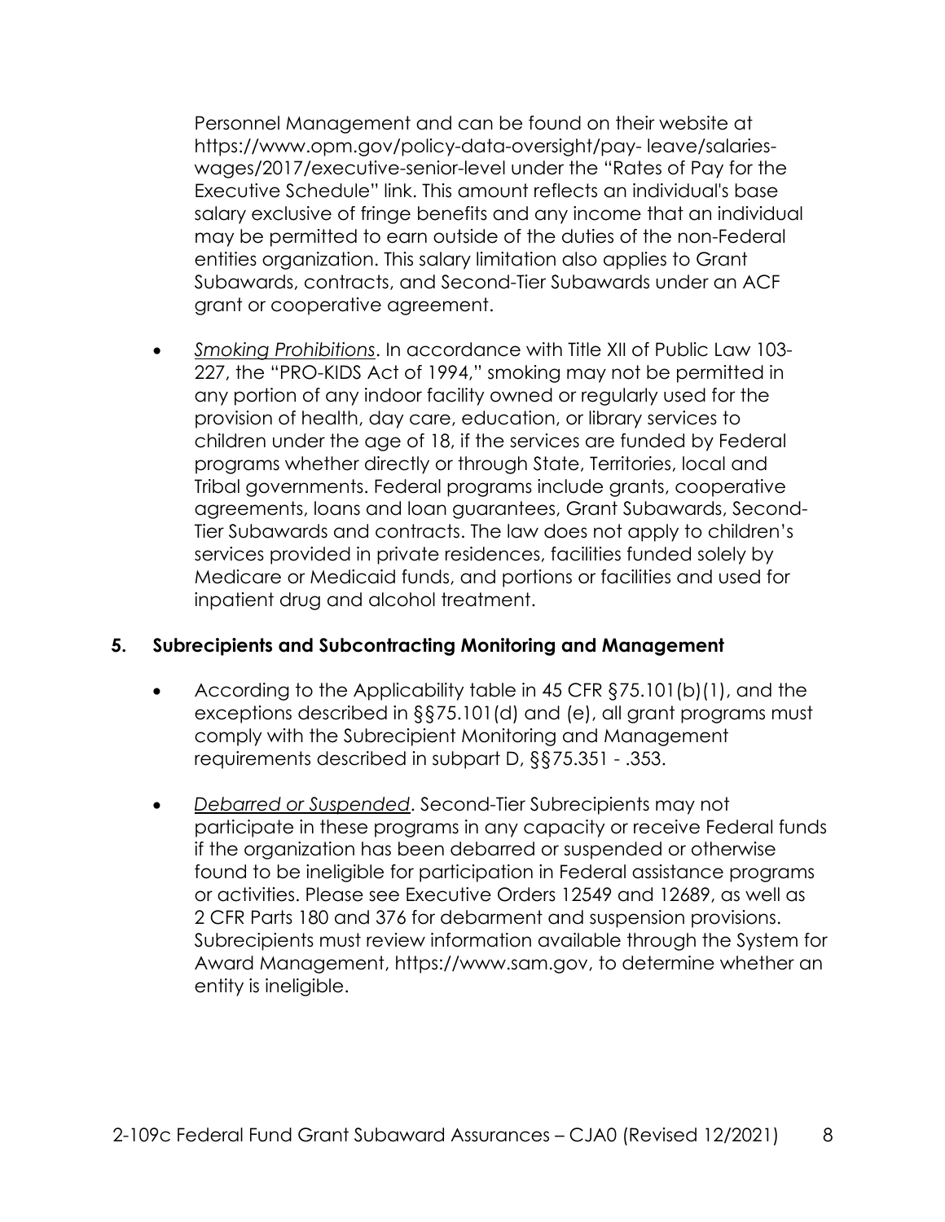Personnel Management and can be found on their website at https://www.opm.gov/policy-data-oversight/pay- leave/salaries-wages/2017/executive-senior-level under the "Rates of Pay for the Executive Schedule" link. This amount reflects an individual's base salary exclusive of fringe benefits and any income that an individual may be permitted to earn outside of the duties of the non-Federal entities organization. This salary limitation also applies to Grant Subawards, contracts, and Second-Tier Subawards under an ACF grant or cooperative agreement.

- *Smoking Prohibitions*. In accordance with Title XII of Public Law 103-227, the "PRO-KIDS Act of 1994," smoking may not be permitted in any portion of any indoor facility owned or regularly used for the provision of health, day care, education, or library services to children under the age of 18, if the services are funded by Federal programs whether directly or through State, Territories, local and Tribal governments. Federal programs include grants, cooperative agreements, loans and loan guarantees, Grant Subawards, Second-Tier Subawards and contracts. The law does not apply to children's services provided in private residences, facilities funded solely by Medicare or Medicaid funds, and portions or facilities and used for inpatient drug and alcohol treatment.

## 5. Subrecipients and Subcontracting Monitoring and Management

- According to the Applicability table in 45 CFR §75.101(b)(1), and the exceptions described in §§75.101(d) and (e), all grant programs must comply with the Subrecipient Monitoring and Management requirements described in subpart D, §§75.351 - .353.
- *Debarred or Suspended*. Second-Tier Subrecipients may not participate in these programs in any capacity or receive Federal funds if the organization has been debarred or suspended or otherwise found to be ineligible for participation in Federal assistance programs or activities. Please see Executive Orders 12549 and 12689, as well as 2 CFR Parts 180 and 376 for debarment and suspension provisions. Subrecipients must review information available through the System for Award Management, https://www.sam.gov, to determine whether an entity is ineligible.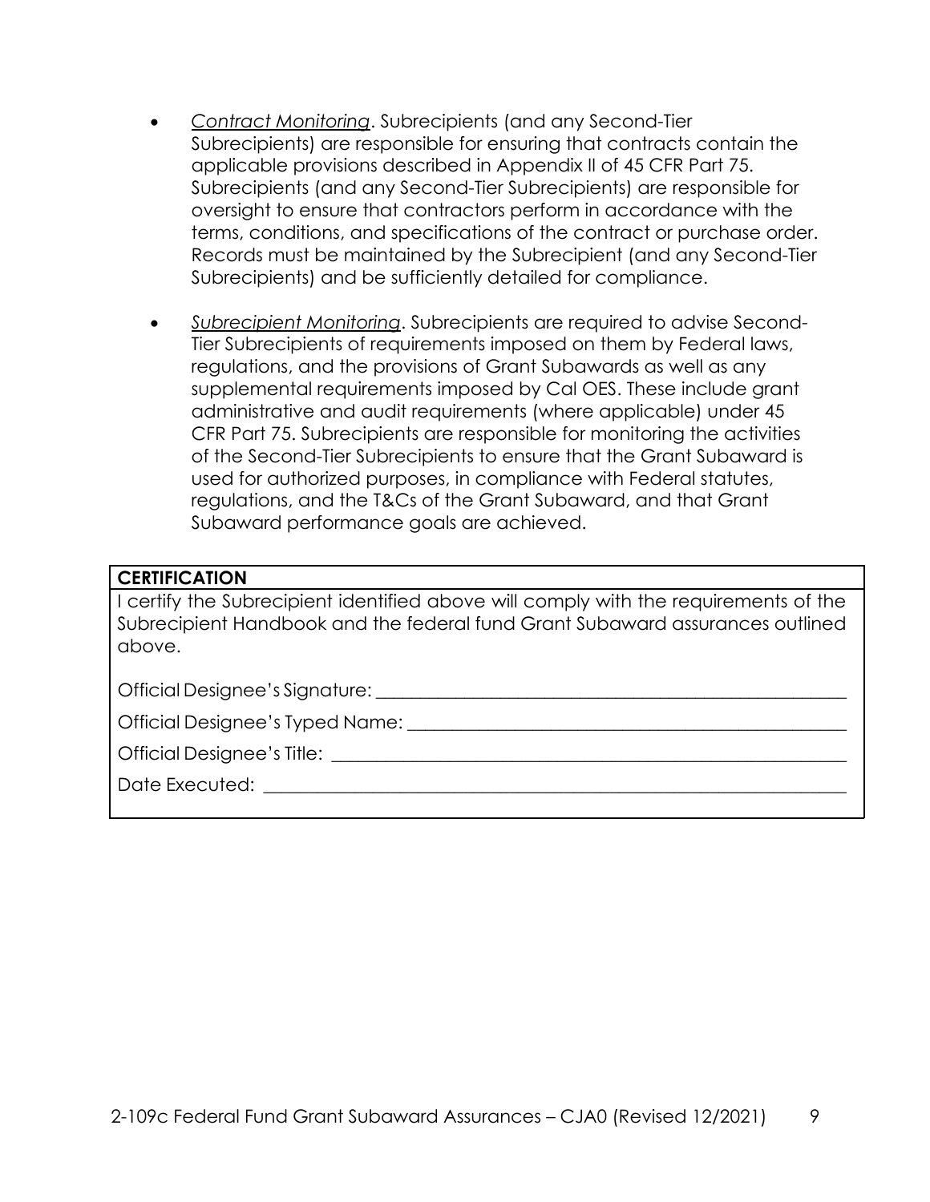- *Contract Monitoring*. Subrecipients (and any Second-Tier Subrecipients) are responsible for ensuring that contracts contain the applicable provisions described in Appendix II of 45 CFR Part 75. Subrecipients (and any Second-Tier Subrecipients) are responsible for oversight to ensure that contractors perform in accordance with the terms, conditions, and specifications of the contract or purchase order. Records must be maintained by the Subrecipient (and any Second-Tier Subrecipients) and be sufficiently detailed for compliance.

- *Subrecipient Monitoring*. Subrecipients are required to advise Second-Tier Subrecipients of requirements imposed on them by Federal laws, regulations, and the provisions of Grant Subawards as well as any supplemental requirements imposed by Cal OES. These include grant administrative and audit requirements (where applicable) under 45 CFR Part 75. Subrecipients are responsible for monitoring the activities of the Second-Tier Subrecipients to ensure that the Grant Subaward is used for authorized purposes, in compliance with Federal statutes, regulations, and the T&Cs of the Grant Subaward, and that Grant Subaward performance goals are achieved.

**CERTIFICATION**

I certify the Subrecipient identified above will comply with the requirements of the Subrecipient Handbook and the federal fund Grant Subaward assurances outlined above.

Official Designee's Signature: ______________________________

Official Designee's Typed Name: ______________________________

Official Designee's Title: ______________________________

Date Executed: ______________________________